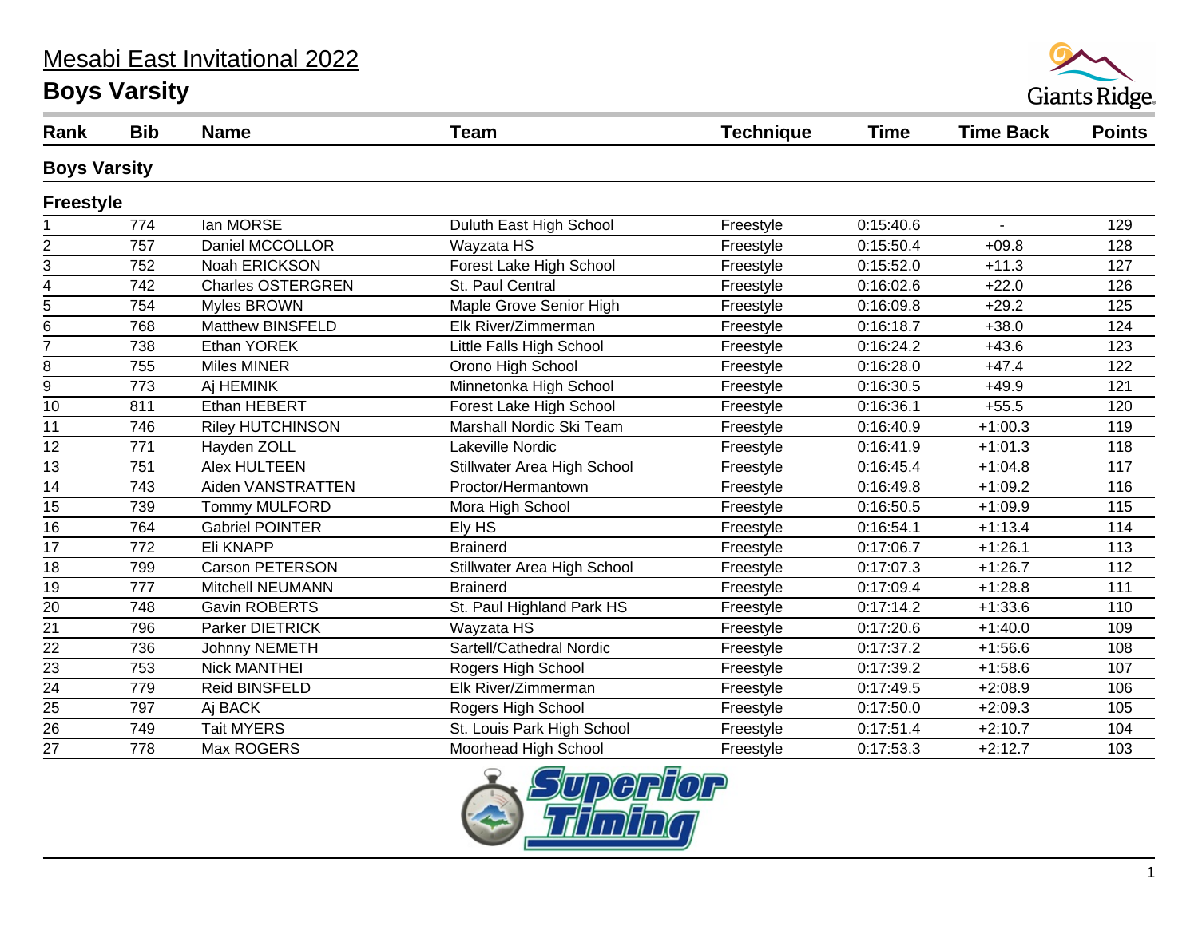# Mesabi East Invitational 2022

## Boys Varsity

| Rank | Bib | Name | Team | Technique | Time | Time Back | Points |
|---|---|---|---|---|---|---|---|
| **Boys Varsity** | | | | | | | |
| **Freestyle** | | | | | | | |
| 1 | 774 | Ian MORSE | Duluth East High School | Freestyle | 0:15:40.6 | - | 129 |
| 2 | 757 | Daniel MCCOLLOR | Wayzata HS | Freestyle | 0:15:50.4 | +09.8 | 128 |
| 3 | 752 | Noah ERICKSON | Forest Lake High School | Freestyle | 0:15:52.0 | +11.3 | 127 |
| 4 | 742 | Charles OSTERGREN | St. Paul Central | Freestyle | 0:16:02.6 | +22.0 | 126 |
| 5 | 754 | Myles BROWN | Maple Grove Senior High | Freestyle | 0:16:09.8 | +29.2 | 125 |
| 6 | 768 | Matthew BINSFELD | Elk River/Zimmerman | Freestyle | 0:16:18.7 | +38.0 | 124 |
| 7 | 738 | Ethan YOREK | Little Falls High School | Freestyle | 0:16:24.2 | +43.6 | 123 |
| 8 | 755 | Miles MINER | Orono High School | Freestyle | 0:16:28.0 | +47.4 | 122 |
| 9 | 773 | Aj HEMINK | Minnetonka High School | Freestyle | 0:16:30.5 | +49.9 | 121 |
| 10 | 811 | Ethan HEBERT | Forest Lake High School | Freestyle | 0:16:36.1 | +55.5 | 120 |
| 11 | 746 | Riley HUTCHINSON | Marshall Nordic Ski Team | Freestyle | 0:16:40.9 | +1:00.3 | 119 |
| 12 | 771 | Hayden ZOLL | Lakeville Nordic | Freestyle | 0:16:41.9 | +1:01.3 | 118 |
| 13 | 751 | Alex HULTEEN | Stillwater Area High School | Freestyle | 0:16:45.4 | +1:04.8 | 117 |
| 14 | 743 | Aiden VANSTRATTEN | Proctor/Hermantown | Freestyle | 0:16:49.8 | +1:09.2 | 116 |
| 15 | 739 | Tommy MULFORD | Mora High School | Freestyle | 0:16:50.5 | +1:09.9 | 115 |
| 16 | 764 | Gabriel POINTER | Ely HS | Freestyle | 0:16:54.1 | +1:13.4 | 114 |
| 17 | 772 | Eli KNAPP | Brainerd | Freestyle | 0:17:06.7 | +1:26.1 | 113 |
| 18 | 799 | Carson PETERSON | Stillwater Area High School | Freestyle | 0:17:07.3 | +1:26.7 | 112 |
| 19 | 777 | Mitchell NEUMANN | Brainerd | Freestyle | 0:17:09.4 | +1:28.8 | 111 |
| 20 | 748 | Gavin ROBERTS | St. Paul Highland Park HS | Freestyle | 0:17:14.2 | +1:33.6 | 110 |
| 21 | 796 | Parker DIETRICK | Wayzata HS | Freestyle | 0:17:20.6 | +1:40.0 | 109 |
| 22 | 736 | Johnny NEMETH | Sartell/Cathedral Nordic | Freestyle | 0:17:37.2 | +1:56.6 | 108 |
| 23 | 753 | Nick MANTHEI | Rogers High School | Freestyle | 0:17:39.2 | +1:58.6 | 107 |
| 24 | 779 | Reid BINSFELD | Elk River/Zimmerman | Freestyle | 0:17:49.5 | +2:08.9 | 106 |
| 25 | 797 | Aj BACK | Rogers High School | Freestyle | 0:17:50.0 | +2:09.3 | 105 |
| 26 | 749 | Tait MYERS | St. Louis Park High School | Freestyle | 0:17:51.4 | +2:10.7 | 104 |
| 27 | 778 | Max ROGERS | Moorhead High School | Freestyle | 0:17:53.3 | +2:12.7 | 103 |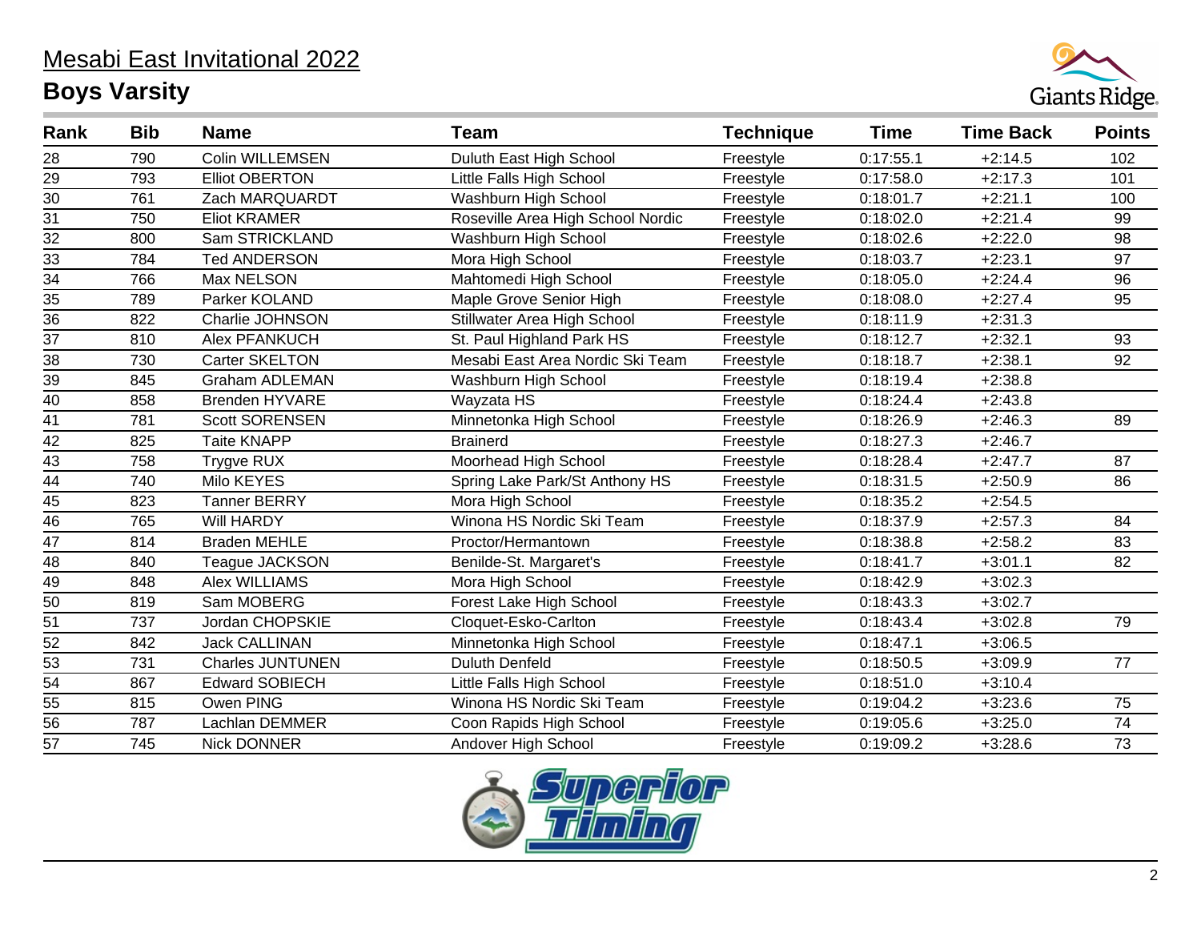# Mesabi East Invitational 2022

## Boys Varsity

| Rank | Bib | Name | Team | Technique | Time | Time Back | Points |
|---|---|---|---|---|---|---|---|
| 28 | 790 | Colin WILLEMSEN | Duluth East High School | Freestyle | 0:17:55.1 | +2:14.5 | 102 |
| 29 | 793 | Elliot OBERTON | Little Falls High School | Freestyle | 0:17:58.0 | +2:17.3 | 101 |
| 30 | 761 | Zach MARQUARDT | Washburn High School | Freestyle | 0:18:01.7 | +2:21.1 | 100 |
| 31 | 750 | Eliot KRAMER | Roseville Area High School Nordic | Freestyle | 0:18:02.0 | +2:21.4 | 99 |
| 32 | 800 | Sam STRICKLAND | Washburn High School | Freestyle | 0:18:02.6 | +2:22.0 | 98 |
| 33 | 784 | Ted ANDERSON | Mora High School | Freestyle | 0:18:03.7 | +2:23.1 | 97 |
| 34 | 766 | Max NELSON | Mahtomedi High School | Freestyle | 0:18:05.0 | +2:24.4 | 96 |
| 35 | 789 | Parker KOLAND | Maple Grove Senior High | Freestyle | 0:18:08.0 | +2:27.4 | 95 |
| 36 | 822 | Charlie JOHNSON | Stillwater Area High School | Freestyle | 0:18:11.9 | +2:31.3 | |
| 37 | 810 | Alex PFANKUCH | St. Paul Highland Park HS | Freestyle | 0:18:12.7 | +2:32.1 | 93 |
| 38 | 730 | Carter SKELTON | Mesabi East Area Nordic Ski Team | Freestyle | 0:18:18.7 | +2:38.1 | 92 |
| 39 | 845 | Graham ADLEMAN | Washburn High School | Freestyle | 0:18:19.4 | +2:38.8 | |
| 40 | 858 | Brenden HYVARE | Wayzata HS | Freestyle | 0:18:24.4 | +2:43.8 | |
| 41 | 781 | Scott SORENSEN | Minnetonka High School | Freestyle | 0:18:26.9 | +2:46.3 | 89 |
| 42 | 825 | Taite KNAPP | Brainerd | Freestyle | 0:18:27.3 | +2:46.7 | |
| 43 | 758 | Trygve RUX | Moorhead High School | Freestyle | 0:18:28.4 | +2:47.7 | 87 |
| 44 | 740 | Milo KEYES | Spring Lake Park/St Anthony HS | Freestyle | 0:18:31.5 | +2:50.9 | 86 |
| 45 | 823 | Tanner BERRY | Mora High School | Freestyle | 0:18:35.2 | +2:54.5 | |
| 46 | 765 | Will HARDY | Winona HS Nordic Ski Team | Freestyle | 0:18:37.9 | +2:57.3 | 84 |
| 47 | 814 | Braden MEHLE | Proctor/Hermantown | Freestyle | 0:18:38.8 | +2:58.2 | 83 |
| 48 | 840 | Teague JACKSON | Benilde-St. Margaret's | Freestyle | 0:18:41.7 | +3:01.1 | 82 |
| 49 | 848 | Alex WILLIAMS | Mora High School | Freestyle | 0:18:42.9 | +3:02.3 | |
| 50 | 819 | Sam MOBERG | Forest Lake High School | Freestyle | 0:18:43.3 | +3:02.7 | |
| 51 | 737 | Jordan CHOPSKIE | Cloquet-Esko-Carlton | Freestyle | 0:18:43.4 | +3:02.8 | 79 |
| 52 | 842 | Jack CALLINAN | Minnetonka High School | Freestyle | 0:18:47.1 | +3:06.5 | |
| 53 | 731 | Charles JUNTUNEN | Duluth Denfeld | Freestyle | 0:18:50.5 | +3:09.9 | 77 |
| 54 | 867 | Edward SOBIECH | Little Falls High School | Freestyle | 0:18:51.0 | +3:10.4 | |
| 55 | 815 | Owen PING | Winona HS Nordic Ski Team | Freestyle | 0:19:04.2 | +3:23.6 | 75 |
| 56 | 787 | Lachlan DEMMER | Coon Rapids High School | Freestyle | 0:19:05.6 | +3:25.0 | 74 |
| 57 | 745 | Nick DONNER | Andover High School | Freestyle | 0:19:09.2 | +3:28.6 | 73 |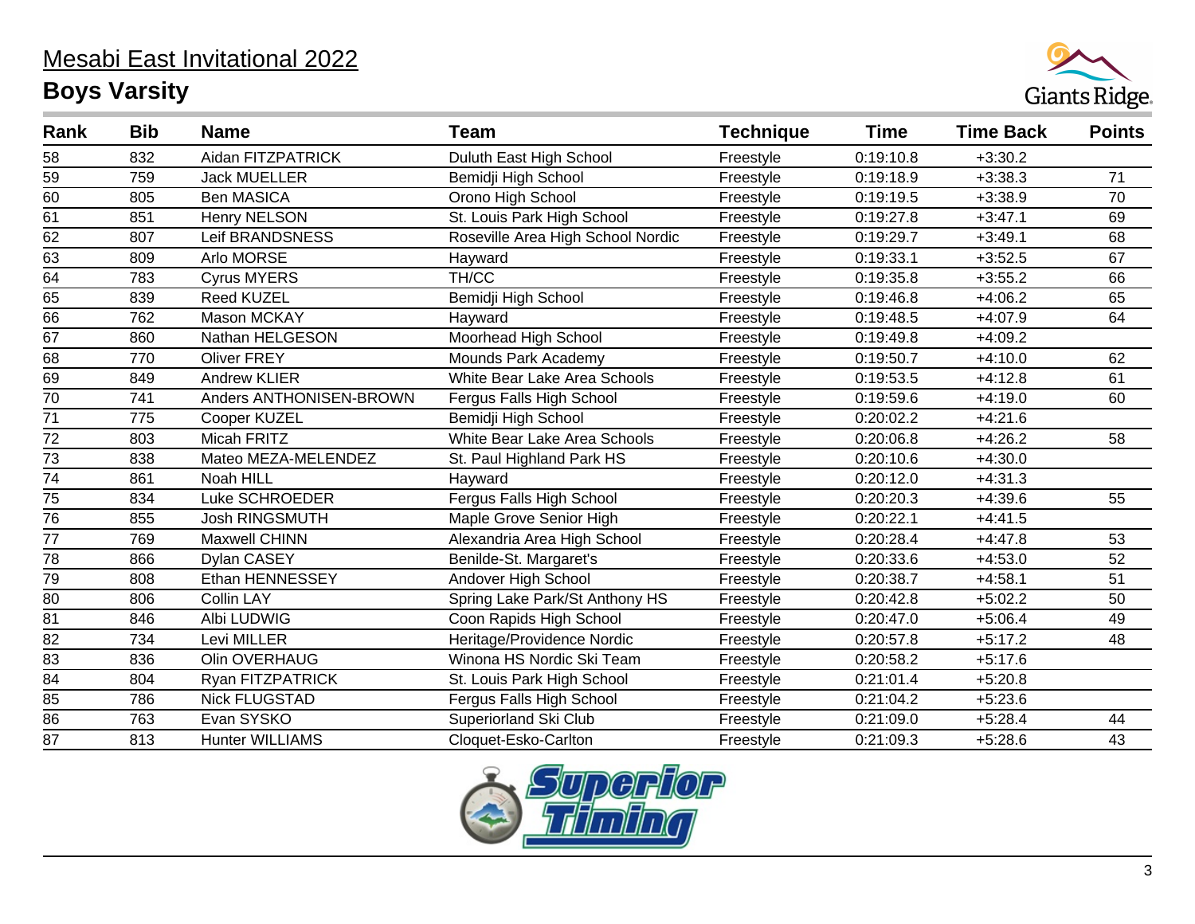# Mesabi East Invitational 2022

## Boys Varsity

| Rank | Bib | Name | Team | Technique | Time | Time Back | Points |
|---|---|---|---|---|---|---|---|
| 58 | 832 | Aidan FITZPATRICK | Duluth East High School | Freestyle | 0:19:10.8 | +3:30.2 | |
| 59 | 759 | Jack MUELLER | Bemidji High School | Freestyle | 0:19:18.9 | +3:38.3 | 71 |
| 60 | 805 | Ben MASICA | Orono High School | Freestyle | 0:19:19.5 | +3:38.9 | 70 |
| 61 | 851 | Henry NELSON | St. Louis Park High School | Freestyle | 0:19:27.8 | +3:47.1 | 69 |
| 62 | 807 | Leif BRANDSNESS | Roseville Area High School Nordic | Freestyle | 0:19:29.7 | +3:49.1 | 68 |
| 63 | 809 | Arlo MORSE | Hayward | Freestyle | 0:19:33.1 | +3:52.5 | 67 |
| 64 | 783 | Cyrus MYERS | TH/CC | Freestyle | 0:19:35.8 | +3:55.2 | 66 |
| 65 | 839 | Reed KUZEL | Bemidji High School | Freestyle | 0:19:46.8 | +4:06.2 | 65 |
| 66 | 762 | Mason MCKAY | Hayward | Freestyle | 0:19:48.5 | +4:07.9 | 64 |
| 67 | 860 | Nathan HELGESON | Moorhead High School | Freestyle | 0:19:49.8 | +4:09.2 | |
| 68 | 770 | Oliver FREY | Mounds Park Academy | Freestyle | 0:19:50.7 | +4:10.0 | 62 |
| 69 | 849 | Andrew KLIER | White Bear Lake Area Schools | Freestyle | 0:19:53.5 | +4:12.8 | 61 |
| 70 | 741 | Anders ANTHONISEN-BROWN | Fergus Falls High School | Freestyle | 0:19:59.6 | +4:19.0 | 60 |
| 71 | 775 | Cooper KUZEL | Bemidji High School | Freestyle | 0:20:02.2 | +4:21.6 | |
| 72 | 803 | Micah FRITZ | White Bear Lake Area Schools | Freestyle | 0:20:06.8 | +4:26.2 | 58 |
| 73 | 838 | Mateo MEZA-MELENDEZ | St. Paul Highland Park HS | Freestyle | 0:20:10.6 | +4:30.0 | |
| 74 | 861 | Noah HILL | Hayward | Freestyle | 0:20:12.0 | +4:31.3 | |
| 75 | 834 | Luke SCHROEDER | Fergus Falls High School | Freestyle | 0:20:20.3 | +4:39.6 | 55 |
| 76 | 855 | Josh RINGSMUTH | Maple Grove Senior High | Freestyle | 0:20:22.1 | +4:41.5 | |
| 77 | 769 | Maxwell CHINN | Alexandria Area High School | Freestyle | 0:20:28.4 | +4:47.8 | 53 |
| 78 | 866 | Dylan CASEY | Benilde-St. Margaret's | Freestyle | 0:20:33.6 | +4:53.0 | 52 |
| 79 | 808 | Ethan HENNESSEY | Andover High School | Freestyle | 0:20:38.7 | +4:58.1 | 51 |
| 80 | 806 | Collin LAY | Spring Lake Park/St Anthony HS | Freestyle | 0:20:42.8 | +5:02.2 | 50 |
| 81 | 846 | Albi LUDWIG | Coon Rapids High School | Freestyle | 0:20:47.0 | +5:06.4 | 49 |
| 82 | 734 | Levi MILLER | Heritage/Providence Nordic | Freestyle | 0:20:57.8 | +5:17.2 | 48 |
| 83 | 836 | Olin OVERHAUG | Winona HS Nordic Ski Team | Freestyle | 0:20:58.2 | +5:17.6 | |
| 84 | 804 | Ryan FITZPATRICK | St. Louis Park High School | Freestyle | 0:21:01.4 | +5:20.8 | |
| 85 | 786 | Nick FLUGSTAD | Fergus Falls High School | Freestyle | 0:21:04.2 | +5:23.6 | |
| 86 | 763 | Evan SYSKO | Superiorland Ski Club | Freestyle | 0:21:09.0 | +5:28.4 | 44 |
| 87 | 813 | Hunter WILLIAMS | Cloquet-Esko-Carlton | Freestyle | 0:21:09.3 | +5:28.6 | 43 |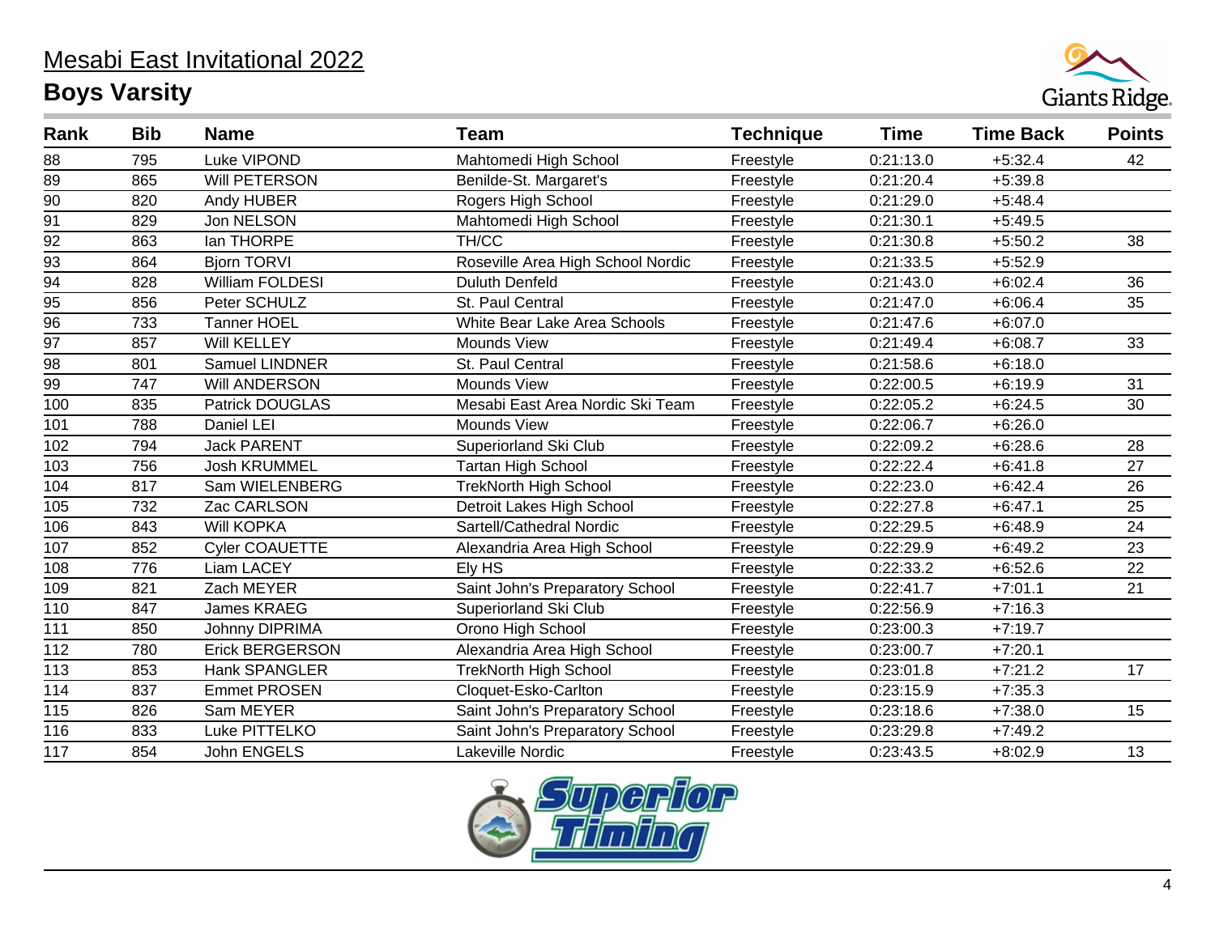# Mesabi East Invitational 2022

## Boys Varsity

| Rank | Bib | Name | Team | Technique | Time | Time Back | Points |
|---|---|---|---|---|---|---|---|
| 88 | 795 | Luke VIPOND | Mahtomedi High School | Freestyle | 0:21:13.0 | +5:32.4 | 42 |
| 89 | 865 | Will PETERSON | Benilde-St. Margaret's | Freestyle | 0:21:20.4 | +5:39.8 | |
| 90 | 820 | Andy HUBER | Rogers High School | Freestyle | 0:21:29.0 | +5:48.4 | |
| 91 | 829 | Jon NELSON | Mahtomedi High School | Freestyle | 0:21:30.1 | +5:49.5 | |
| 92 | 863 | Ian THORPE | TH/CC | Freestyle | 0:21:30.8 | +5:50.2 | 38 |
| 93 | 864 | Bjorn TORVI | Roseville Area High School Nordic | Freestyle | 0:21:33.5 | +5:52.9 | |
| 94 | 828 | William FOLDESI | Duluth Denfeld | Freestyle | 0:21:43.0 | +6:02.4 | 36 |
| 95 | 856 | Peter SCHULZ | St. Paul Central | Freestyle | 0:21:47.0 | +6:06.4 | 35 |
| 96 | 733 | Tanner HOEL | White Bear Lake Area Schools | Freestyle | 0:21:47.6 | +6:07.0 | |
| 97 | 857 | Will KELLEY | Mounds View | Freestyle | 0:21:49.4 | +6:08.7 | 33 |
| 98 | 801 | Samuel LINDNER | St. Paul Central | Freestyle | 0:21:58.6 | +6:18.0 | |
| 99 | 747 | Will ANDERSON | Mounds View | Freestyle | 0:22:00.5 | +6:19.9 | 31 |
| 100 | 835 | Patrick DOUGLAS | Mesabi East Area Nordic Ski Team | Freestyle | 0:22:05.2 | +6:24.5 | 30 |
| 101 | 788 | Daniel LEI | Mounds View | Freestyle | 0:22:06.7 | +6:26.0 | |
| 102 | 794 | Jack PARENT | Superiorland Ski Club | Freestyle | 0:22:09.2 | +6:28.6 | 28 |
| 103 | 756 | Josh KRUMMEL | Tartan High School | Freestyle | 0:22:22.4 | +6:41.8 | 27 |
| 104 | 817 | Sam WIELENBERG | TrekNorth High School | Freestyle | 0:22:23.0 | +6:42.4 | 26 |
| 105 | 732 | Zac CARLSON | Detroit Lakes High School | Freestyle | 0:22:27.8 | +6:47.1 | 25 |
| 106 | 843 | Will KOPKA | Sartell/Cathedral Nordic | Freestyle | 0:22:29.5 | +6:48.9 | 24 |
| 107 | 852 | Cyler COAUETTE | Alexandria Area High School | Freestyle | 0:22:29.9 | +6:49.2 | 23 |
| 108 | 776 | Liam LACEY | Ely HS | Freestyle | 0:22:33.2 | +6:52.6 | 22 |
| 109 | 821 | Zach MEYER | Saint John's Preparatory School | Freestyle | 0:22:41.7 | +7:01.1 | 21 |
| 110 | 847 | James KRAEG | Superiorland Ski Club | Freestyle | 0:22:56.9 | +7:16.3 | |
| 111 | 850 | Johnny DIPRIMA | Orono High School | Freestyle | 0:23:00.3 | +7:19.7 | |
| 112 | 780 | Erick BERGERSON | Alexandria Area High School | Freestyle | 0:23:00.7 | +7:20.1 | |
| 113 | 853 | Hank SPANGLER | TrekNorth High School | Freestyle | 0:23:01.8 | +7:21.2 | 17 |
| 114 | 837 | Emmet PROSEN | Cloquet-Esko-Carlton | Freestyle | 0:23:15.9 | +7:35.3 | |
| 115 | 826 | Sam MEYER | Saint John's Preparatory School | Freestyle | 0:23:18.6 | +7:38.0 | 15 |
| 116 | 833 | Luke PITTELKO | Saint John's Preparatory School | Freestyle | 0:23:29.8 | +7:49.2 | |
| 117 | 854 | John ENGELS | Lakeville Nordic | Freestyle | 0:23:43.5 | +8:02.9 | 13 |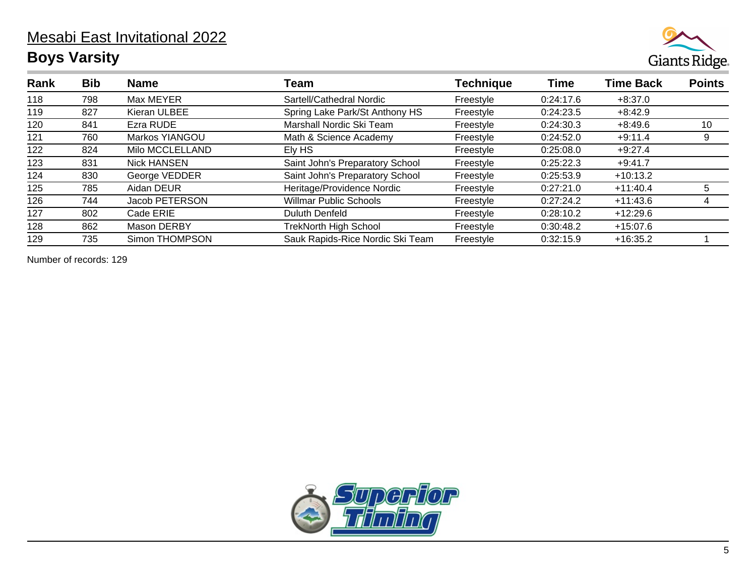# Mesabi East Invitational 2022

## Boys Varsity

| Rank | Bib | Name | Team | Technique | Time | Time Back | Points |
|---|---|---|---|---|---|---|---|
| 118 | 798 | Max MEYER | Sartell/Cathedral Nordic | Freestyle | 0:24:17.6 | +8:37.0 | |
| 119 | 827 | Kieran ULBEE | Spring Lake Park/St Anthony HS | Freestyle | 0:24:23.5 | +8:42.9 | |
| 120 | 841 | Ezra RUDE | Marshall Nordic Ski Team | Freestyle | 0:24:30.3 | +8:49.6 | 10 |
| 121 | 760 | Markos YIANGOU | Math & Science Academy | Freestyle | 0:24:52.0 | +9:11.4 | 9 |
| 122 | 824 | Milo MCCLELLAND | Ely HS | Freestyle | 0:25:08.0 | +9:27.4 | |
| 123 | 831 | Nick HANSEN | Saint John's Preparatory School | Freestyle | 0:25:22.3 | +9:41.7 | |
| 124 | 830 | George VEDDER | Saint John's Preparatory School | Freestyle | 0:25:53.9 | +10:13.2 | |
| 125 | 785 | Aidan DEUR | Heritage/Providence Nordic | Freestyle | 0:27:21.0 | +11:40.4 | 5 |
| 126 | 744 | Jacob PETERSON | Willmar Public Schools | Freestyle | 0:27:24.2 | +11:43.6 | 4 |
| 127 | 802 | Cade ERIE | Duluth Denfeld | Freestyle | 0:28:10.2 | +12:29.6 | |
| 128 | 862 | Mason DERBY | TrekNorth High School | Freestyle | 0:30:48.2 | +15:07.6 | |
| 129 | 735 | Simon THOMPSON | Sauk Rapids-Rice Nordic Ski Team | Freestyle | 0:32:15.9 | +16:35.2 | 1 |

Number of records: 129